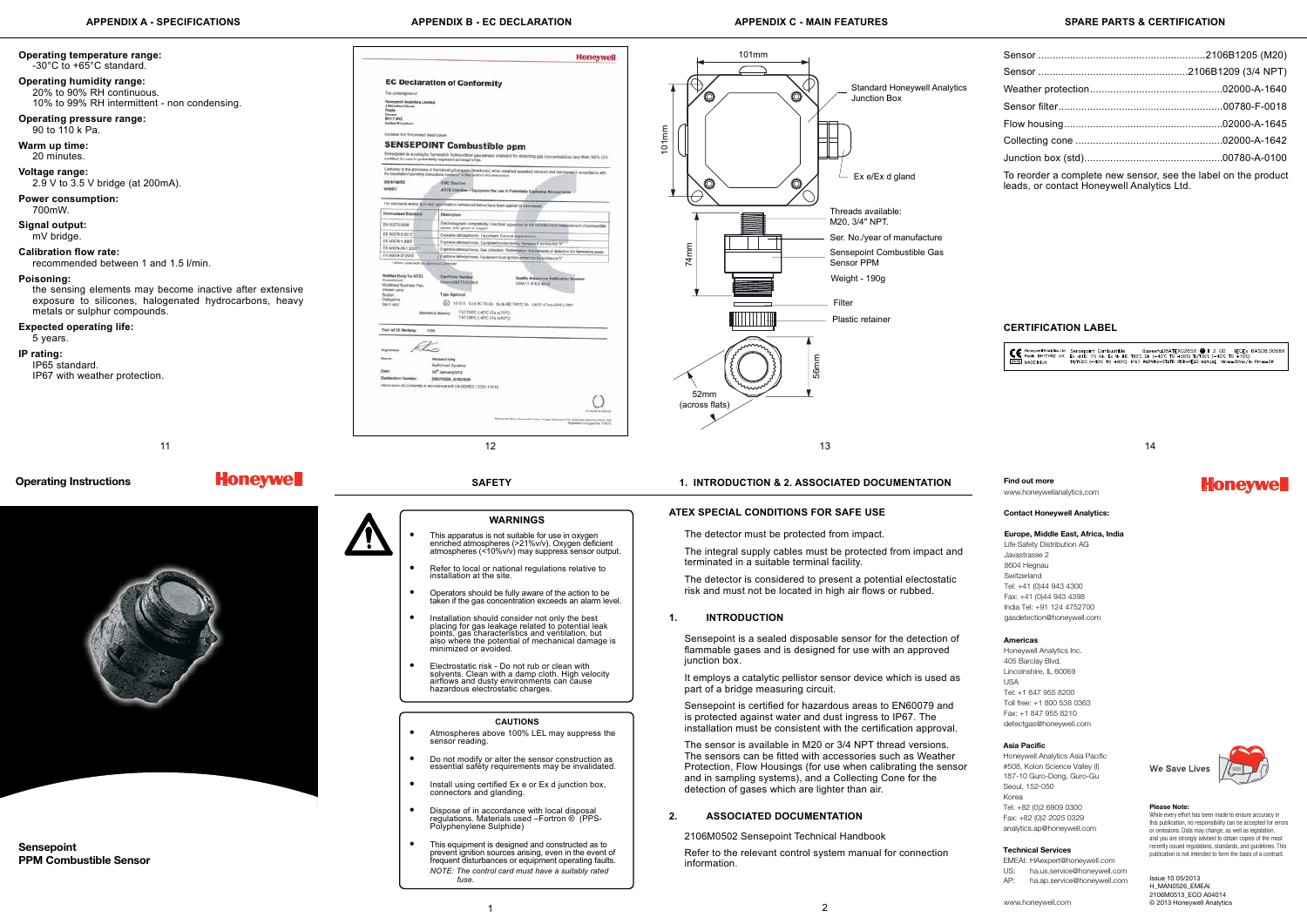## APPENDIX A - SPECIFICATIONS

**Operating temperature range:**
-30°C to +65°C standard.

**Operating humidity range:**
20% to 90% RH continuous.
10% to 99% RH intermittent - non condensing.

**Operating pressure range:**
90 to 110 k Pa.

**Warm up time:**
20 minutes.

**Voltage range:**
2.9 V to 3.5 V bridge (at 200mA).

**Power consumption:**
700mW.

**Signal output:**
mV bridge.

**Calibration flow rate:**
recommended between 1 and 1.5 l/min.

**Poisoning:**
the sensing elements may become inactive after extensive exposure to silicones, halogenated hydrocarbons, heavy metals or sulphur compounds.

**Expected operating life:**
5 years.

**IP rating:**
IP65 standard.
IP67 with weather protection.

## APPENDIX B - EC DECLARATION

Honeywell

**EC Declaration of Conformity**

The undersigned of

Honeywell Analytics Limited, Hatch Pond House, 4 Stinsford Road, Nuffield Industrial Estate, Poole, Dorset, BH17 0RZ, United Kingdom

Declares that the product listed below

**SENSEPOINT Combustible ppm**

Sensepoint is a catalytic flammable hydrocarbon gas sensor intended for detecting gas concentrations less than 100% LEL, certified for use in potentially explosive atmospheres.

Conforms to the provisions of the following European Directives when installed, operated, serviced and maintained in accordance with the installation/operating instructions contained in the product documentation:

| | |
|---|---|
| 2004/108/EC | EMC Directive |
| 94/9/EC | ATEX Directive – Equipment for use in Potentially Explosive Atmospheres |

The standards and/or technical specifications referenced below have been applied or considered:

| Harmonised Standard | Description |
|---|---|
| EN 50270:2006 | Electromagnetic compatibility. Electrical apparatus for the detection and measurement of combustible gases, toxic gases or oxygen |
| EN 60079-0:2012 | Explosive atmospheres. Equipment. General requirements |
| EN 60079-1:2007 | Explosive atmospheres. Equipment protection by flameproof enclosures "d" |
| EN 60079-29-1:2007 | Explosive atmospheres. Gas detectors. Performance requirements of detectors for flammable gases |
| EN 60079-31:2009 | Explosive atmospheres. Equipment dust ignition protection by enclosure "t" |

Notified Body for ATEX: Baseefa Ltd, Rockhead Business Park, Staden Lane, Buxton, Derbyshire, SK17 9RZ

Certificate Number: Baseefa08ATEX0265X

Quality Assurance Notification Number: SIRA 11 ATEX M418

Type Approval: II 1/2 G D Exd IIC T6 Gb Ex tb IIIC T85°C Db -40°C ≤ Ta ≤ +65°C IP67

Alternative Marking: T5/ 100°C (-40°C ≤ Ta ≤ 70°C); T4/ 135°C (-40°C ≤ Ta ≤ 80°C)

Year of CE Marking: 1998

Signature:

Name: Richard Ling, Authorised Signatory

Date: 10th January 2013

Declaration Number: 2061T0050_ECA0608

Declaration of Conformity in accordance with EN ISO/IEC 17050-1:2010

## APPENDIX C - MAIN FEATURES

- 101mm
- 101mm
- Standard Honeywell Analytics Junction Box
- Ex e/Ex d gland
- Threads available: M20, 3/4" NPT
- Ser. No./year of manufacture
- Sensepoint Combustible Gas Sensor PPM
- Weight - 190g
- 74mm
- Filter
- Plastic retainer
- 56mm
- 52mm (across flats)

## SPARE PARTS & CERTIFICATION

| | |
|---|---|
| Sensor | 2106B1205 (M20) |
| Sensor | 2106B1209 (3/4 NPT) |
| Weather protection | 02000-A-1640 |
| Sensor filter | 00780-F-0018 |
| Flow housing | 02000-A-1645 |
| Collecting cone | 02000-A-1642 |
| Junction box (std) | 00780-A-0100 |

To reorder a complete new sensor, see the label on the product leads, or contact Honeywell Analytics Ltd.

### CERTIFICATION LABEL

CE Honeywell Analytics Ltd Poole BH17 0RZ UK | Sensepoint Combustible | Baseefa08ATEX0265X II 2 GD IECEx BAS08.0058X Ex d IIC T6 Gb Ex tb IIIC T85°C Db (-40°C TO +65°C) T5/T100°C (-40°C TO +70°C) T4/T135°C (-40°C TO +80°C) IP67 WARNING-STATIC RISK-READ MANUAL Vmax=3.5Vdc Pmax=2W

# Operating Instructions

Honeywell

**Sensepoint**
**PPM Combustible Sensor**

## SAFETY

### WARNINGS

- This apparatus is not suitable for use in oxygen enriched atmospheres (>21%v/v). Oxygen deficient atmospheres (<10%v/v) may suppress sensor output.
- Refer to local or national regulations relative to installation at the site.
- Operators should be fully aware of the action to be taken if the gas concentration exceeds an alarm level.
- Installation should consider not only the best placing for gas leakage related to potential leak points, gas characteristics and ventilation, but also where the potential of mechanical damage is minimized or avoided.
- Electrostatic risk - Do not rub or clean with solvents. Clean with a damp cloth. High velocity airflows and dusty environments can cause hazardous electrostatic charges.

### CAUTIONS

- Atmospheres above 100% LEL may suppress the sensor reading.
- Do not modify or alter the sensor construction as essential safety requirements may be invalidated.
- Install using certified Ex e or Ex d junction box, connectors and glanding.
- Dispose of in accordance with local disposal regulations. Materials used –Fortron ® (PPS-Polyphenylene Sulphide)
- This equipment is designed and constructed as to prevent ignition sources arising, even in the event of frequent disturbances or equipment operating faults.

  *NOTE: The control card must have a suitably rated fuse.*

## 1. INTRODUCTION & 2. ASSOCIATED DOCUMENTATION

### ATEX SPECIAL CONDITIONS FOR SAFE USE

The detector must be protected from impact.

The integral supply cables must be protected from impact and terminated in a suitable terminal facility.

The detector is considered to present a potential electostatic risk and must not be located in high air flows or rubbed.

### 1. INTRODUCTION

Sensepoint is a sealed disposable sensor for the detection of flammable gases and is designed for use with an approved junction box.

It employs a catalytic pellistor sensor device which is used as part of a bridge measuring circuit.

Sensepoint is certified for hazardous areas to EN60079 and is protected against water and dust ingress to IP67. The installation must be consistent with the certification approval.

The sensor is available in M20 or 3/4 NPT thread versions. The sensors can be fitted with accessories such as Weather Protection, Flow Housings (for use when calibrating the sensor and in sampling systems), and a Collecting Cone for the detection of gases which are lighter than air.

### 2. ASSOCIATED DOCUMENTATION

2106M0502 Sensepoint Technical Handbook

Refer to the relevant control system manual for connection information.

**Find out more**
www.honeywellanalytics.com

Honeywell

**Contact Honeywell Analytics:**

**Europe, Middle East, Africa, India**
Life Safety Distribution AG
Javastrasse 2
8604 Hegnau
Switzerland
Tel: +41 (0)44 943 4300
Fax: +41 (0)44 943 4398
India Tel: +91 124 4752700
gasdetection@honeywell.com

**Americas**
Honeywell Analytics Inc.
405 Barclay Blvd.
Lincolnshire, IL 60069
USA
Tel: +1 847 955 8200
Toll free: +1 800 538 0363
Fax: +1 847 955 8210
detectgas@honeywell.com

**Asia Pacific**
Honeywell Analytics Asia Pacific
#508, Kolon Science Valley (I)
187-10 Guro-Dong, Guro-Gu
Seoul, 152-050
Korea
Tel: +82 (0)2 6909 0300
Fax: +82 (0)2 2025 0329
analytics.ap@honeywell.com

**Technical Services**
EMEAI: HAexpert@honeywell.com
US: ha.us.service@honeywell.com
AP: ha.ap.service@honeywell.com

www.honeywell.com

We Save Lives

**Please Note:**
While every effort has been made to ensure accuracy in this publication, no responsibility can be accepted for errors or omissions. Data may change, as well as legislation, and you are strongly advised to obtain copies of the most recently issued regulations, standards, and guidelines. This publication is not intended to form the basis of a contract.

Issue 10 05/2013
H_MAN0526_EMEAI
2106M0513_ECO A04014
© 2013 Honeywell Analytics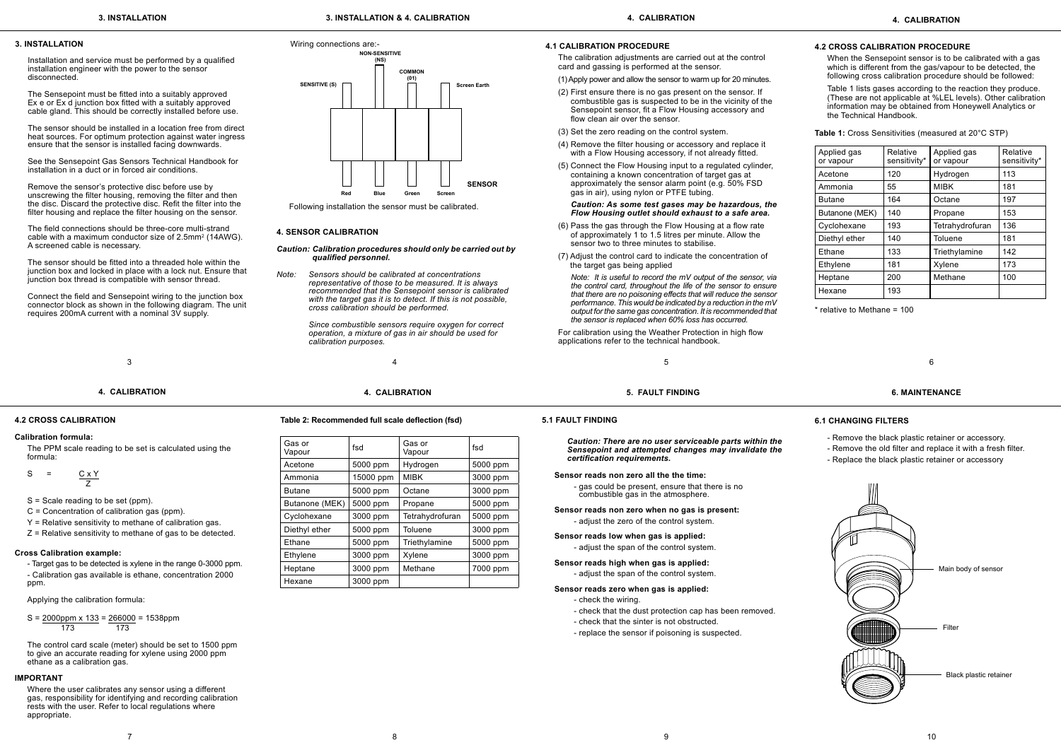## 3. INSTALLATION

Installation and service must be performed by a qualified installation engineer with the power to the sensor disconnected.

The Sensepoint must be fitted into a suitably approved Ex e or Ex d junction box fitted with a suitably approved cable gland. This should be correctly installed before use.

The sensor should be installed in a location free from direct heat sources. For optimum protection against water ingress ensure that the sensor is installed facing downwards.

See the Sensepoint Gas Sensors Technical Handbook for installation in a duct or in forced air conditions.

Remove the sensor's protective disc before use by unscrewing the filter housing, removing the filter and then the disc. Discard the protective disc. Refit the filter into the filter housing and replace the filter housing on the sensor.

The field connections should be three-core multi-strand cable with a maximum conductor size of 2.5mm² (14AWG). A screened cable is necessary.

The sensor should be fitted into a threaded hole within the junction box and locked in place with a lock nut. Ensure that junction box thread is compatible with sensor thread.

Connect the field and Sensepoint wiring to the junction box connector block as shown in the following diagram. The unit requires 200mA current with a nominal 3V supply.

Wiring connections are:-

NON-SENSITIVE (NS)
COMMON (01)
SENSITIVE (S)
Screen Earth
Red
Blue
Green
Screen
SENSOR

Following installation the sensor must be calibrated.

## 4. SENSOR CALIBRATION

***Caution: Calibration procedures should only be carried out by qualified personnel.***

*Note: Sensors should be calibrated at concentrations representative of those to be measured. It is always recommended that the Sensepoint sensor is calibrated with the target gas it is to detect. If this is not possible, cross calibration should be performed.*

*Since combustible sensors require oxygen for correct operation, a mixture of gas in air should be used for calibration purposes.*

### 4.1 CALIBRATION PROCEDURE

The calibration adjustments are carried out at the control card and gassing is performed at the sensor.

(1) Apply power and allow the sensor to warm up for 20 minutes.

(2) First ensure there is no gas present on the sensor. If combustible gas is suspected to be in the vicinity of the Sensepoint sensor, fit a Flow Housing accessory and flow clean air over the sensor.

(3) Set the zero reading on the control system.

(4) Remove the filter housing or accessory and replace it with a Flow Housing accessory, if not already fitted.

(5) Connect the Flow Housing input to a regulated cylinder, containing a known concentration of target gas at approximately the sensor alarm point (e.g. 50% FSD gas in air), using nylon or PTFE tubing.

***Caution: As some test gases may be hazardous, the Flow Housing outlet should exhaust to a safe area.***

(6) Pass the gas through the Flow Housing at a flow rate of approximately 1 to 1.5 litres per minute. Allow the sensor two to three minutes to stabilise.

(7) Adjust the control card to indicate the concentration of the target gas being applied

*Note: It is useful to record the mV output of the sensor, via the control card, throughout the life of the sensor to ensure that there are no poisoning effects that will reduce the sensor performance. This would be indicated by a reduction in the mV output for the same gas concentration. It is recommended that the sensor is replaced when 60% loss has occurred.*

For calibration using the Weather Protection in high flow applications refer to the technical handbook.

### 4.2 CROSS CALIBRATION PROCEDURE

When the Sensepoint sensor is to be calibrated with a gas which is different from the gas/vapour to be detected, the following cross calibration procedure should be followed:

Table 1 lists gases according to the reaction they produce. (These are not applicable at %LEL levels). Other calibration information may be obtained from Honeywell Analytics or the Technical Handbook.

**Table 1:** Cross Sensitivities (measured at 20°C STP)

| Applied gas or vapour | Relative sensitivity* | Applied gas or vapour | Relative sensitivity* |
|---|---|---|---|
| Acetone | 120 | Hydrogen | 113 |
| Ammonia | 55 | MIBK | 181 |
| Butane | 164 | Octane | 197 |
| Butanone (MEK) | 140 | Propane | 153 |
| Cyclohexane | 193 | Tetrahydrofuran | 136 |
| Diethyl ether | 140 | Toluene | 181 |
| Ethane | 133 | Triethylamine | 142 |
| Ethylene | 181 | Xylene | 173 |
| Heptane | 200 | Methane | 100 |
| Hexane | 193 | | |

\* relative to Methane = 100

### 4.2 CROSS CALIBRATION

**Calibration formula:**

The PPM scale reading to be set is calculated using the formula:

$$S = \frac{C \times Y}{Z}$$

S = Scale reading to be set (ppm).

C = Concentration of calibration gas (ppm).

Y = Relative sensitivity to methane of calibration gas.

Z = Relative sensitivity to methane of gas to be detected.

**Cross Calibration example:**

- Target gas to be detected is xylene in the range 0-3000 ppm.
- Calibration gas available is ethane, concentration 2000 ppm.

Applying the calibration formula:

$$S = \frac{2000\text{ppm} \times 133}{173} = \frac{266000}{173} = 1538\text{ppm}$$

The control card scale (meter) should be set to 1500 ppm to give an accurate reading for xylene using 2000 ppm ethane as a calibration gas.

**IMPORTANT**

Where the user calibrates any sensor using a different gas, responsibility for identifying and recording calibration rests with the user. Refer to local regulations where appropriate.

**Table 2: Recommended full scale deflection (fsd)**

| Gas or Vapour | fsd | Gas or Vapour | fsd |
|---|---|---|---|
| Acetone | 5000 ppm | Hydrogen | 5000 ppm |
| Ammonia | 15000 ppm | MIBK | 3000 ppm |
| Butane | 5000 ppm | Octane | 3000 ppm |
| Butanone (MEK) | 5000 ppm | Propane | 5000 ppm |
| Cyclohexane | 3000 ppm | Tetrahydrofuran | 5000 ppm |
| Diethyl ether | 5000 ppm | Toluene | 3000 ppm |
| Ethane | 5000 ppm | Triethylamine | 5000 ppm |
| Ethylene | 3000 ppm | Xylene | 3000 ppm |
| Heptane | 3000 ppm | Methane | 7000 ppm |
| Hexane | 3000 ppm | | |

## 5. FAULT FINDING

### 5.1 FAULT FINDING

***Caution: There are no user serviceable parts within the Sensepoint and attempted changes may invalidate the certification requirements.***

**Sensor reads non zero all the the time:**

- gas could be present, ensure that there is no combustible gas in the atmosphere.

**Sensor reads non zero when no gas is present:**

- adjust the zero of the control system.

**Sensor reads low when gas is applied:**

- adjust the span of the control system.

**Sensor reads high when gas is applied:**

- adjust the span of the control system.

**Sensor reads zero when gas is applied:**

- check the wiring.
- check that the dust protection cap has been removed.
- check that the sinter is not obstructed.
- replace the sensor if poisoning is suspected.

## 6. MAINTENANCE

### 6.1 CHANGING FILTERS

- Remove the black plastic retainer or accessory.
- Remove the old filter and replace it with a fresh filter.
- Replace the black plastic retainer or accessory

Main body of sensor

Filter

Black plastic retainer